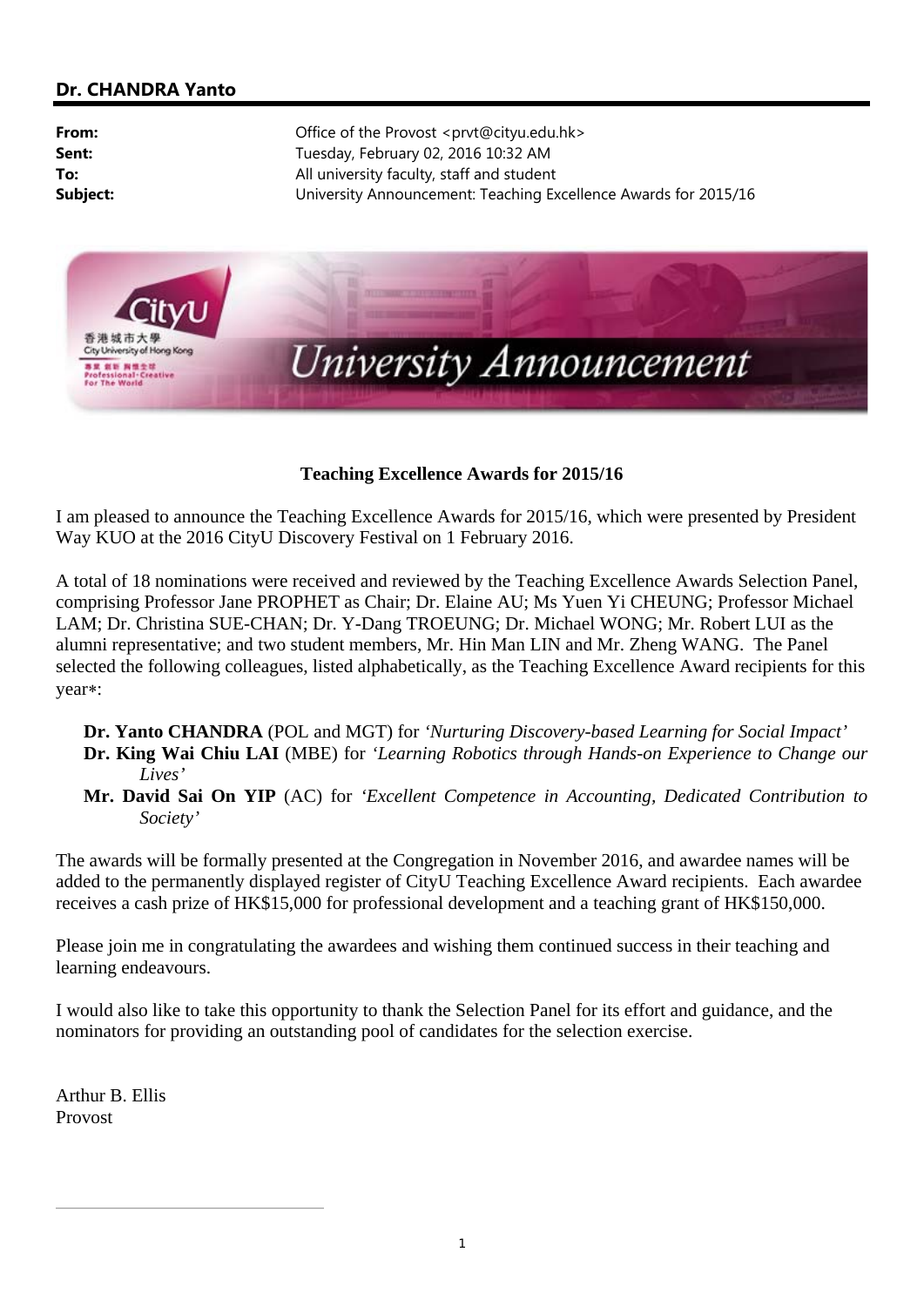**Dr. CHANDRA Yanto**

| | |
|---|---|
| **From:** | Office of the Provost <prvt@cityu.edu.hk> |
| **Sent:** | Tuesday, February 02, 2016 10:32 AM |
| **To:** | All university faculty, staff and student |
| **Subject:** | University Announcement: Teaching Excellence Awards for 2015/16 |

**Teaching Excellence Awards for 2015/16**

I am pleased to announce the Teaching Excellence Awards for 2015/16, which were presented by President Way KUO at the 2016 CityU Discovery Festival on 1 February 2016.

A total of 18 nominations were received and reviewed by the Teaching Excellence Awards Selection Panel, comprising Professor Jane PROPHET as Chair; Dr. Elaine AU; Ms Yuen Yi CHEUNG; Professor Michael LAM; Dr. Christina SUE-CHAN; Dr. Y-Dang TROEUNG; Dr. Michael WONG; Mr. Robert LUI as the alumni representative; and two student members, Mr. Hin Man LIN and Mr. Zheng WANG. The Panel selected the following colleagues, listed alphabetically, as the Teaching Excellence Award recipients for this year*:

- **Dr. Yanto CHANDRA** (POL and MGT) for *'Nurturing Discovery-based Learning for Social Impact'*
- **Dr. King Wai Chiu LAI** (MBE) for *'Learning Robotics through Hands-on Experience to Change our Lives'*
- **Mr. David Sai On YIP** (AC) for *'Excellent Competence in Accounting, Dedicated Contribution to Society'*

The awards will be formally presented at the Congregation in November 2016, and awardee names will be added to the permanently displayed register of CityU Teaching Excellence Award recipients. Each awardee receives a cash prize of HK$15,000 for professional development and a teaching grant of HK$150,000.

Please join me in congratulating the awardees and wishing them continued success in their teaching and learning endeavours.

I would also like to take this opportunity to thank the Selection Panel for its effort and guidance, and the nominators for providing an outstanding pool of candidates for the selection exercise.

Arthur B. Ellis
Provost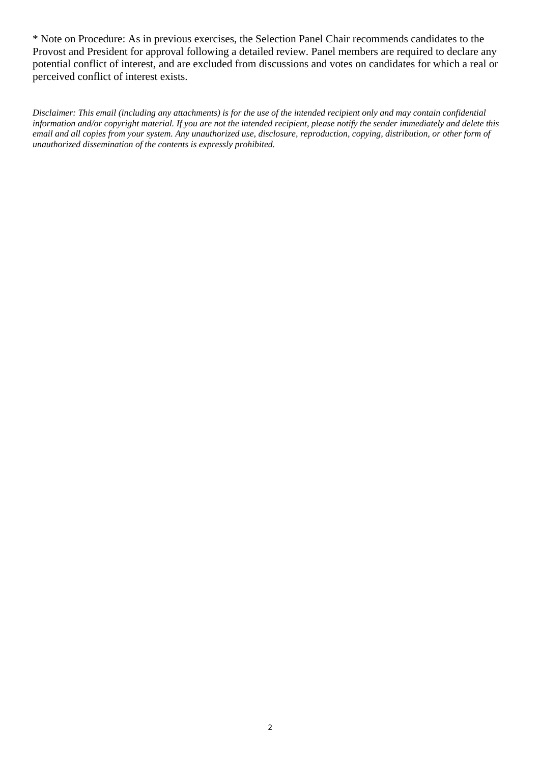* Note on Procedure: As in previous exercises, the Selection Panel Chair recommends candidates to the Provost and President for approval following a detailed review. Panel members are required to declare any potential conflict of interest, and are excluded from discussions and votes on candidates for which a real or perceived conflict of interest exists.

*Disclaimer: This email (including any attachments) is for the use of the intended recipient only and may contain confidential information and/or copyright material. If you are not the intended recipient, please notify the sender immediately and delete this email and all copies from your system. Any unauthorized use, disclosure, reproduction, copying, distribution, or other form of unauthorized dissemination of the contents is expressly prohibited.*